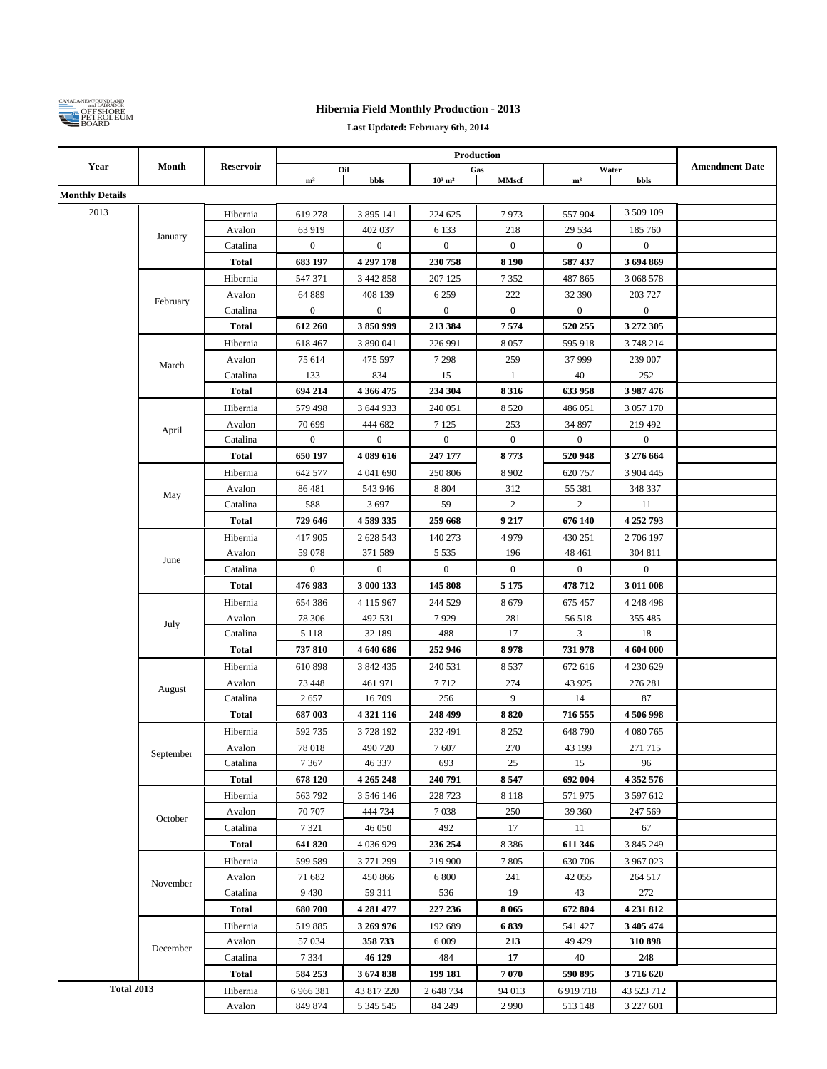CANADA-NEWFOUNDLAND and LABRADOR OFFSHORE PETROLEUM BOARD

# Hibernia Field Monthly Production - 2013

**Last Updated: February 6th, 2014**

| Year | Month | Reservoir | Production | | | | | | Amendment Date |
|---|---|---|---|---|---|---|---|---|---|
| | | | Oil | | Gas | | Water | | |
| | | | m³ | bbls | 10³ m³ | MMscf | m³ | bbls | |
| **Monthly Details** | | | | | | | | | |
| 2013 | January | Hibernia | 619 278 | 3 895 141 | 224 625 | 7 973 | 557 904 | 3 509 109 | |
| | | Avalon | 63 919 | 402 037 | 6 133 | 218 | 29 534 | 185 760 | |
| | | Catalina | 0 | 0 | 0 | 0 | 0 | 0 | |
| | | **Total** | **683 197** | **4 297 178** | **230 758** | **8 190** | **587 437** | **3 694 869** | |
| | February | Hibernia | 547 371 | 3 442 858 | 207 125 | 7 352 | 487 865 | 3 068 578 | |
| | | Avalon | 64 889 | 408 139 | 6 259 | 222 | 32 390 | 203 727 | |
| | | Catalina | 0 | 0 | 0 | 0 | 0 | 0 | |
| | | **Total** | **612 260** | **3 850 999** | **213 384** | **7 574** | **520 255** | **3 272 305** | |
| | March | Hibernia | 618 467 | 3 890 041 | 226 991 | 8 057 | 595 918 | 3 748 214 | |
| | | Avalon | 75 614 | 475 597 | 7 298 | 259 | 37 999 | 239 007 | |
| | | Catalina | 133 | 834 | 15 | 1 | 40 | 252 | |
| | | **Total** | **694 214** | **4 366 475** | **234 304** | **8 316** | **633 958** | **3 987 476** | |
| | April | Hibernia | 579 498 | 3 644 933 | 240 051 | 8 520 | 486 051 | 3 057 170 | |
| | | Avalon | 70 699 | 444 682 | 7 125 | 253 | 34 897 | 219 492 | |
| | | Catalina | 0 | 0 | 0 | 0 | 0 | 0 | |
| | | **Total** | **650 197** | **4 089 616** | **247 177** | **8 773** | **520 948** | **3 276 664** | |
| | May | Hibernia | 642 577 | 4 041 690 | 250 806 | 8 902 | 620 757 | 3 904 445 | |
| | | Avalon | 86 481 | 543 946 | 8 804 | 312 | 55 381 | 348 337 | |
| | | Catalina | 588 | 3 697 | 59 | 2 | 2 | 11 | |
| | | **Total** | **729 646** | **4 589 335** | **259 668** | **9 217** | **676 140** | **4 252 793** | |
| | June | Hibernia | 417 905 | 2 628 543 | 140 273 | 4 979 | 430 251 | 2 706 197 | |
| | | Avalon | 59 078 | 371 589 | 5 535 | 196 | 48 461 | 304 811 | |
| | | Catalina | 0 | 0 | 0 | 0 | 0 | 0 | |
| | | **Total** | **476 983** | **3 000 133** | **145 808** | **5 175** | **478 712** | **3 011 008** | |
| | July | Hibernia | 654 386 | 4 115 967 | 244 529 | 8 679 | 675 457 | 4 248 498 | |
| | | Avalon | 78 306 | 492 531 | 7 929 | 281 | 56 518 | 355 485 | |
| | | Catalina | 5 118 | 32 189 | 488 | 17 | 3 | 18 | |
| | | **Total** | **737 810** | **4 640 686** | **252 946** | **8 978** | **731 978** | **4 604 000** | |
| | August | Hibernia | 610 898 | 3 842 435 | 240 531 | 8 537 | 672 616 | 4 230 629 | |
| | | Avalon | 73 448 | 461 971 | 7 712 | 274 | 43 925 | 276 281 | |
| | | Catalina | 2 657 | 16 709 | 256 | 9 | 14 | 87 | |
| | | **Total** | **687 003** | **4 321 116** | **248 499** | **8 820** | **716 555** | **4 506 998** | |
| | September | Hibernia | 592 735 | 3 728 192 | 232 491 | 8 252 | 648 790 | 4 080 765 | |
| | | Avalon | 78 018 | 490 720 | 7 607 | 270 | 43 199 | 271 715 | |
| | | Catalina | 7 367 | 46 337 | 693 | 25 | 15 | 96 | |
| | | **Total** | **678 120** | **4 265 248** | **240 791** | **8 547** | **692 004** | **4 352 576** | |
| | October | Hibernia | 563 792 | 3 546 146 | 228 723 | 8 118 | 571 975 | 3 597 612 | |
| | | Avalon | 70 707 | 444 734 | 7 038 | 250 | 39 360 | 247 569 | |
| | | Catalina | 7 321 | 46 050 | 492 | 17 | 11 | 67 | |
| | | **Total** | **641 820** | 4 036 929 | **236 254** | 8 386 | **611 346** | 3 845 249 | |
| | November | Hibernia | 599 589 | 3 771 299 | 219 900 | 7 805 | 630 706 | 3 967 023 | |
| | | Avalon | 71 682 | 450 866 | 6 800 | 241 | 42 055 | 264 517 | |
| | | Catalina | 9 430 | 59 311 | 536 | 19 | 43 | 272 | |
| | | **Total** | **680 700** | **4 281 477** | **227 236** | **8 065** | **672 804** | **4 231 812** | |
| | December | Hibernia | 519 885 | **3 269 976** | 192 689 | **6 839** | 541 427 | **3 405 474** | |
| | | Avalon | 57 034 | **358 733** | 6 009 | **213** | 49 429 | **310 898** | |
| | | Catalina | 7 334 | **46 129** | 484 | **17** | 40 | **248** | |
| | | **Total** | **584 253** | **3 674 838** | **199 181** | **7 070** | **590 895** | **3 716 620** | |
| **Total 2013** | | Hibernia | 6 966 381 | 43 817 220 | 2 648 734 | 94 013 | 6 919 718 | 43 523 712 | |
| | | Avalon | 849 874 | 5 345 545 | 84 249 | 2 990 | 513 148 | 3 227 601 | |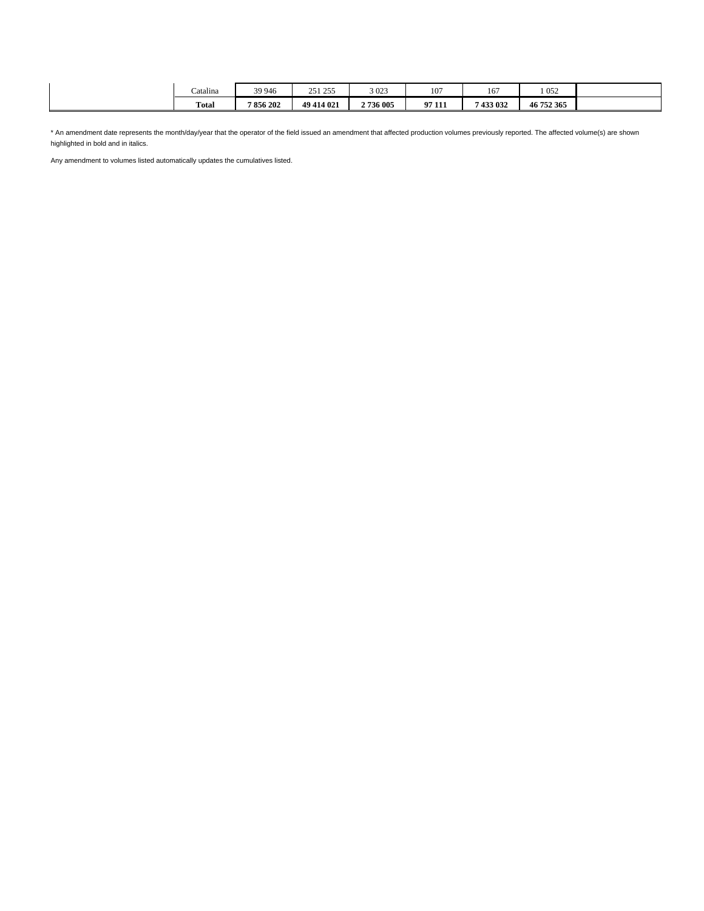| | | | | | | | | |
|---|---|---|---|---|---|---|---|---|
| | Catalina | 39 946 | 251 255 | 3 023 | 107 | 167 | 1 052 | |
| | **Total** | **7 856 202** | **49 414 021** | **2 736 005** | **97 111** | **7 433 032** | **46 752 365** | |

* An amendment date represents the month/day/year that the operator of the field issued an amendment that affected production volumes previously reported. The affected volume(s) are shown highlighted in bold and in italics.

Any amendment to volumes listed automatically updates the cumulatives listed.